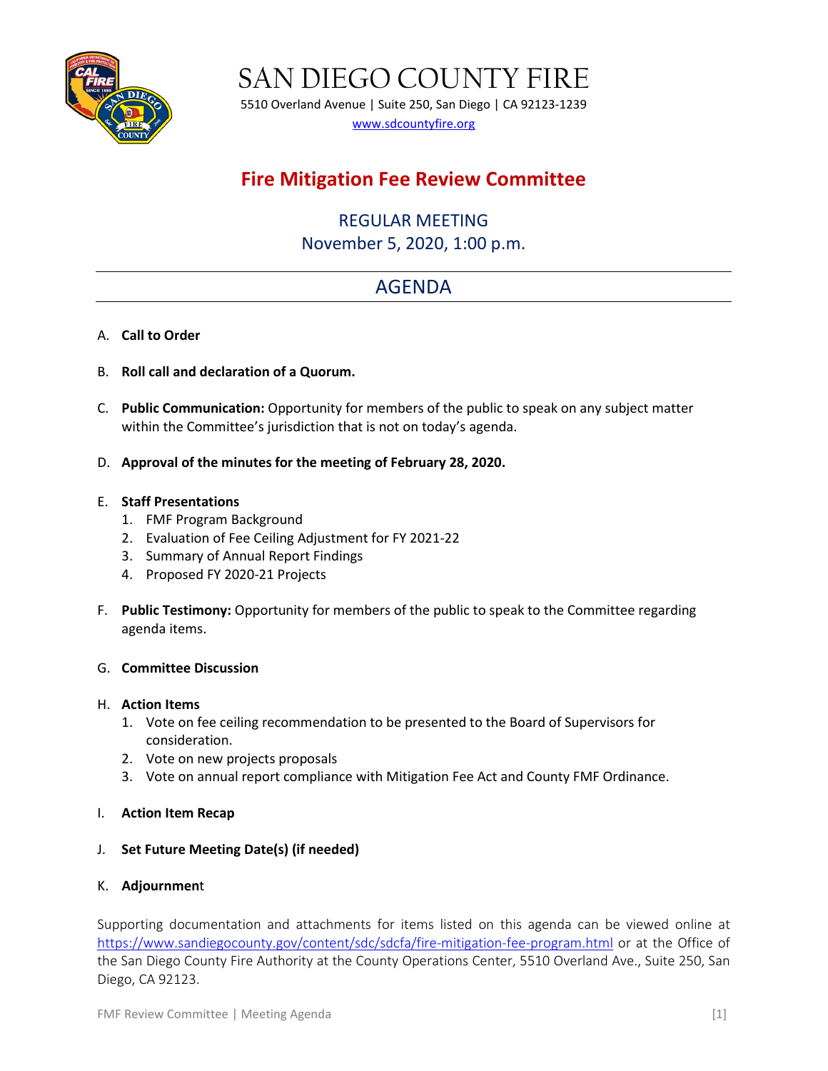# SAN DIEGO COUNTY FIRE

5510 Overland Avenue | Suite 250, San Diego | CA 92123-1239

www.sdcountyfire.org

## Fire Mitigation Fee Review Committee

### REGULAR MEETING
### November 5, 2020, 1:00 p.m.

## AGENDA

A. **Call to Order**

B. **Roll call and declaration of a Quorum.**

C. **Public Communication:** Opportunity for members of the public to speak on any subject matter within the Committee's jurisdiction that is not on today's agenda.

D. **Approval of the minutes for the meeting of February 28, 2020.**

E. **Staff Presentations**
   1. FMF Program Background
   2. Evaluation of Fee Ceiling Adjustment for FY 2021-22
   3. Summary of Annual Report Findings
   4. Proposed FY 2020-21 Projects

F. **Public Testimony:** Opportunity for members of the public to speak to the Committee regarding agenda items.

G. **Committee Discussion**

H. **Action Items**
   1. Vote on fee ceiling recommendation to be presented to the Board of Supervisors for consideration.
   2. Vote on new projects proposals
   3. Vote on annual report compliance with Mitigation Fee Act and County FMF Ordinance.

I. **Action Item Recap**

J. **Set Future Meeting Date(s) (if needed)**

K. **Adjournment**

Supporting documentation and attachments for items listed on this agenda can be viewed online at https://www.sandiegocounty.gov/content/sdc/sdcfa/fire-mitigation-fee-program.html or at the Office of the San Diego County Fire Authority at the County Operations Center, 5510 Overland Ave., Suite 250, San Diego, CA 92123.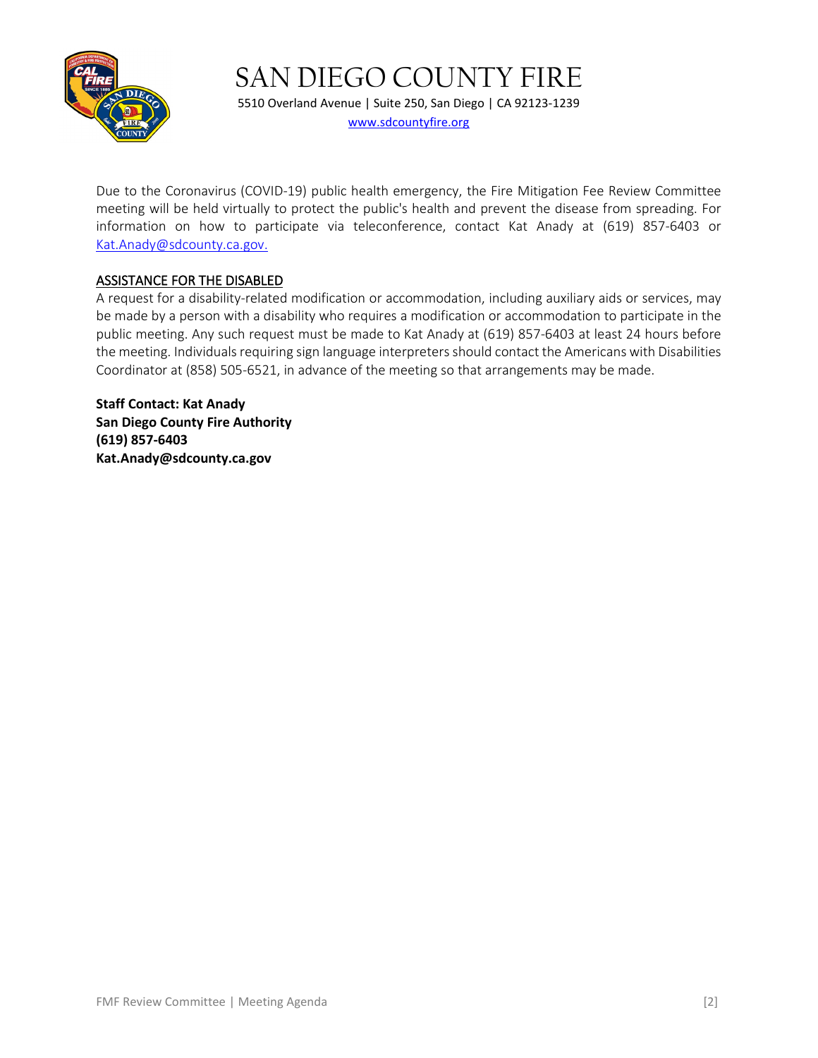# SAN DIEGO COUNTY FIRE

5510 Overland Avenue | Suite 250, San Diego | CA 92123-1239

www.sdcountyfire.org

Due to the Coronavirus (COVID-19) public health emergency, the Fire Mitigation Fee Review Committee meeting will be held virtually to protect the public's health and prevent the disease from spreading. For information on how to participate via teleconference, contact Kat Anady at (619) 857-6403 or Kat.Anady@sdcounty.ca.gov.

## ASSISTANCE FOR THE DISABLED

A request for a disability-related modification or accommodation, including auxiliary aids or services, may be made by a person with a disability who requires a modification or accommodation to participate in the public meeting. Any such request must be made to Kat Anady at (619) 857-6403 at least 24 hours before the meeting. Individuals requiring sign language interpreters should contact the Americans with Disabilities Coordinator at (858) 505-6521, in advance of the meeting so that arrangements may be made.

**Staff Contact: Kat Anady**
**San Diego County Fire Authority**
**(619) 857-6403**
**Kat.Anady@sdcounty.ca.gov**